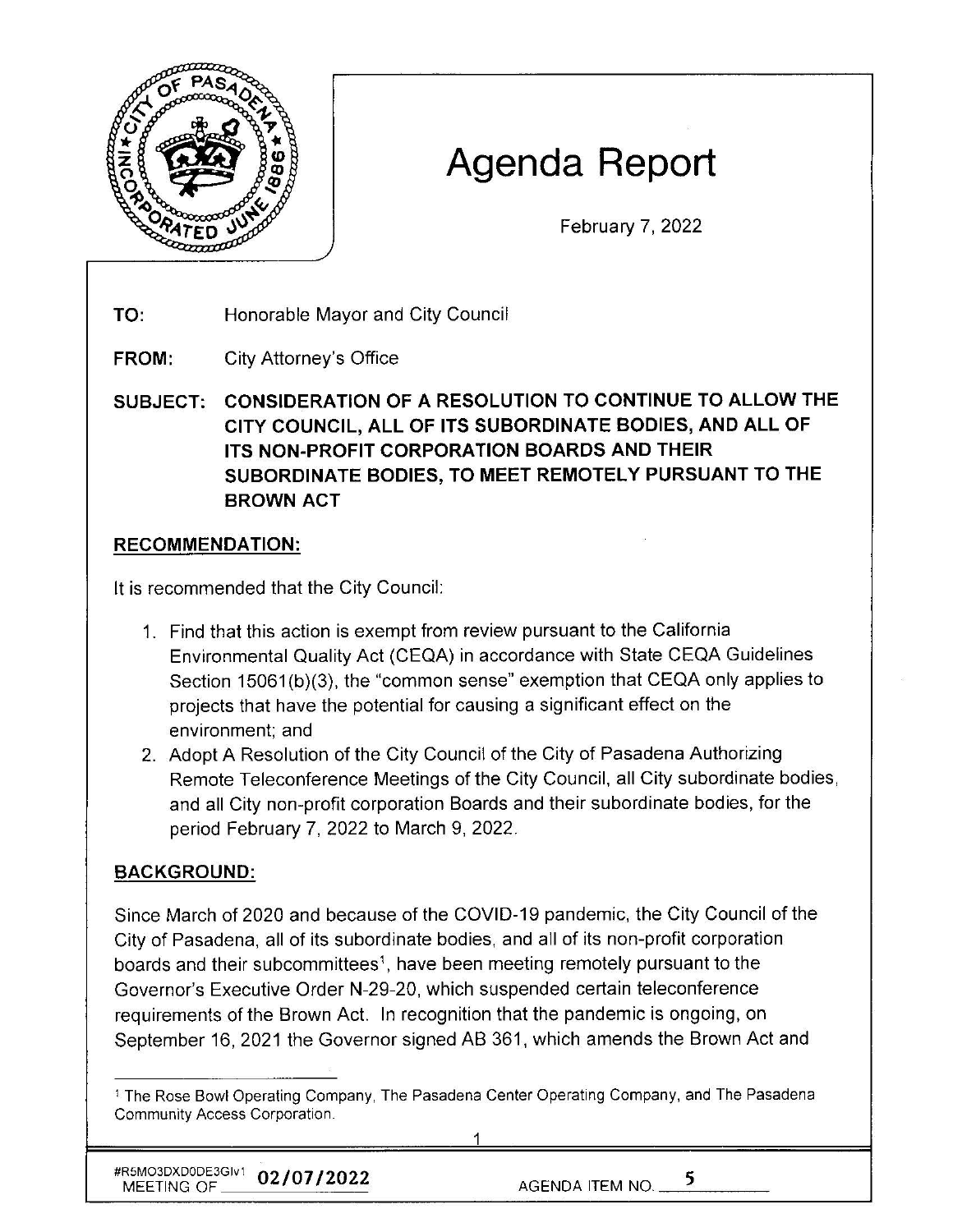# Agenda Report

February 7, 2022

**TO:** Honorable Mayor and City Council

**FROM:** City Attorney's Office

**SUBJECT: CONSIDERATION OF A RESOLUTION TO CONTINUE TO ALLOW THE CITY COUNCIL, ALL OF ITS SUBORDINATE BODIES, AND ALL OF ITS NON-PROFIT CORPORATION BOARDS AND THEIR SUBORDINATE BODIES, TO MEET REMOTELY PURSUANT TO THE BROWN ACT**

## RECOMMENDATION:

It is recommended that the City Council:

1. Find that this action is exempt from review pursuant to the California Environmental Quality Act (CEQA) in accordance with State CEQA Guidelines Section 15061(b)(3), the "common sense" exemption that CEQA only applies to projects that have the potential for causing a significant effect on the environment; and
2. Adopt A Resolution of the City Council of the City of Pasadena Authorizing Remote Teleconference Meetings of the City Council, all City subordinate bodies, and all City non-profit corporation Boards and their subordinate bodies, for the period February 7, 2022 to March 9, 2022.

## BACKGROUND:

Since March of 2020 and because of the COVID-19 pandemic, the City Council of the City of Pasadena, all of its subordinate bodies, and all of its non-profit corporation boards and their subcommittees[1], have been meeting remotely pursuant to the Governor's Executive Order N-29-20, which suspended certain teleconference requirements of the Brown Act. In recognition that the pandemic is ongoing, on September 16, 2021 the Governor signed AB 361, which amends the Brown Act and

[1] The Rose Bowl Operating Company, The Pasadena Center Operating Company, and The Pasadena Community Access Corporation.

#R5MO3DXD0DE3GIv1 MEETING OF 02/07/2022 AGENDA ITEM NO. 5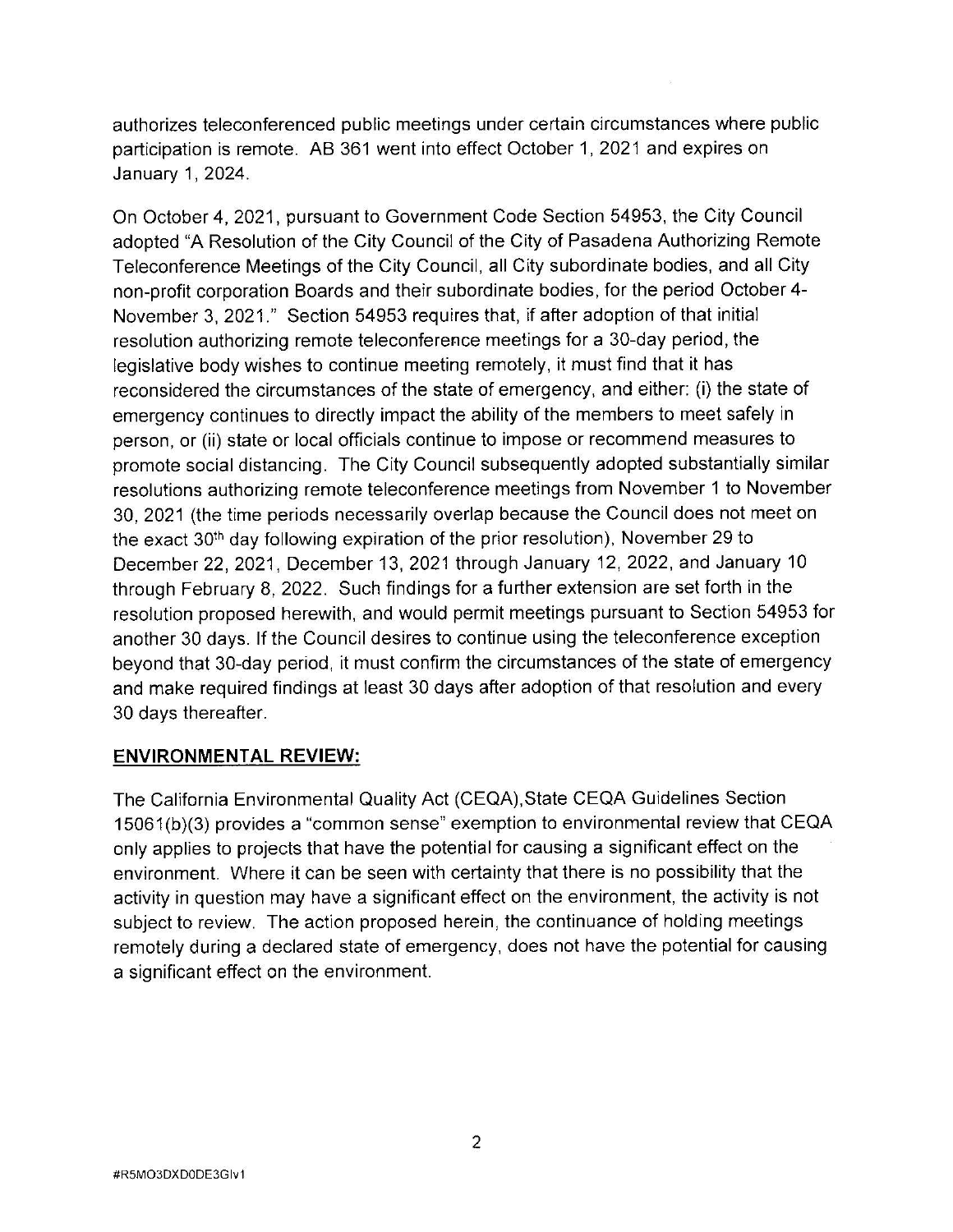authorizes teleconferenced public meetings under certain circumstances where public participation is remote. AB 361 went into effect October 1, 2021 and expires on January 1, 2024.

On October 4, 2021, pursuant to Government Code Section 54953, the City Council adopted "A Resolution of the City Council of the City of Pasadena Authorizing Remote Teleconference Meetings of the City Council, all City subordinate bodies, and all City non-profit corporation Boards and their subordinate bodies, for the period October 4-November 3, 2021." Section 54953 requires that, if after adoption of that initial resolution authorizing remote teleconference meetings for a 30-day period, the legislative body wishes to continue meeting remotely, it must find that it has reconsidered the circumstances of the state of emergency, and either: (i) the state of emergency continues to directly impact the ability of the members to meet safely in person, or (ii) state or local officials continue to impose or recommend measures to promote social distancing. The City Council subsequently adopted substantially similar resolutions authorizing remote teleconference meetings from November 1 to November 30, 2021 (the time periods necessarily overlap because the Council does not meet on the exact 30th day following expiration of the prior resolution), November 29 to December 22, 2021, December 13, 2021 through January 12, 2022, and January 10 through February 8, 2022. Such findings for a further extension are set forth in the resolution proposed herewith, and would permit meetings pursuant to Section 54953 for another 30 days. If the Council desires to continue using the teleconference exception beyond that 30-day period, it must confirm the circumstances of the state of emergency and make required findings at least 30 days after adoption of that resolution and every 30 days thereafter.

**ENVIRONMENTAL REVIEW:**

The California Environmental Quality Act (CEQA),State CEQA Guidelines Section 15061(b)(3) provides a "common sense" exemption to environmental review that CEQA only applies to projects that have the potential for causing a significant effect on the environment. Where it can be seen with certainty that there is no possibility that the activity in question may have a significant effect on the environment, the activity is not subject to review. The action proposed herein, the continuance of holding meetings remotely during a declared state of emergency, does not have the potential for causing a significant effect on the environment.

#R5MO3DXD0DE3Glv1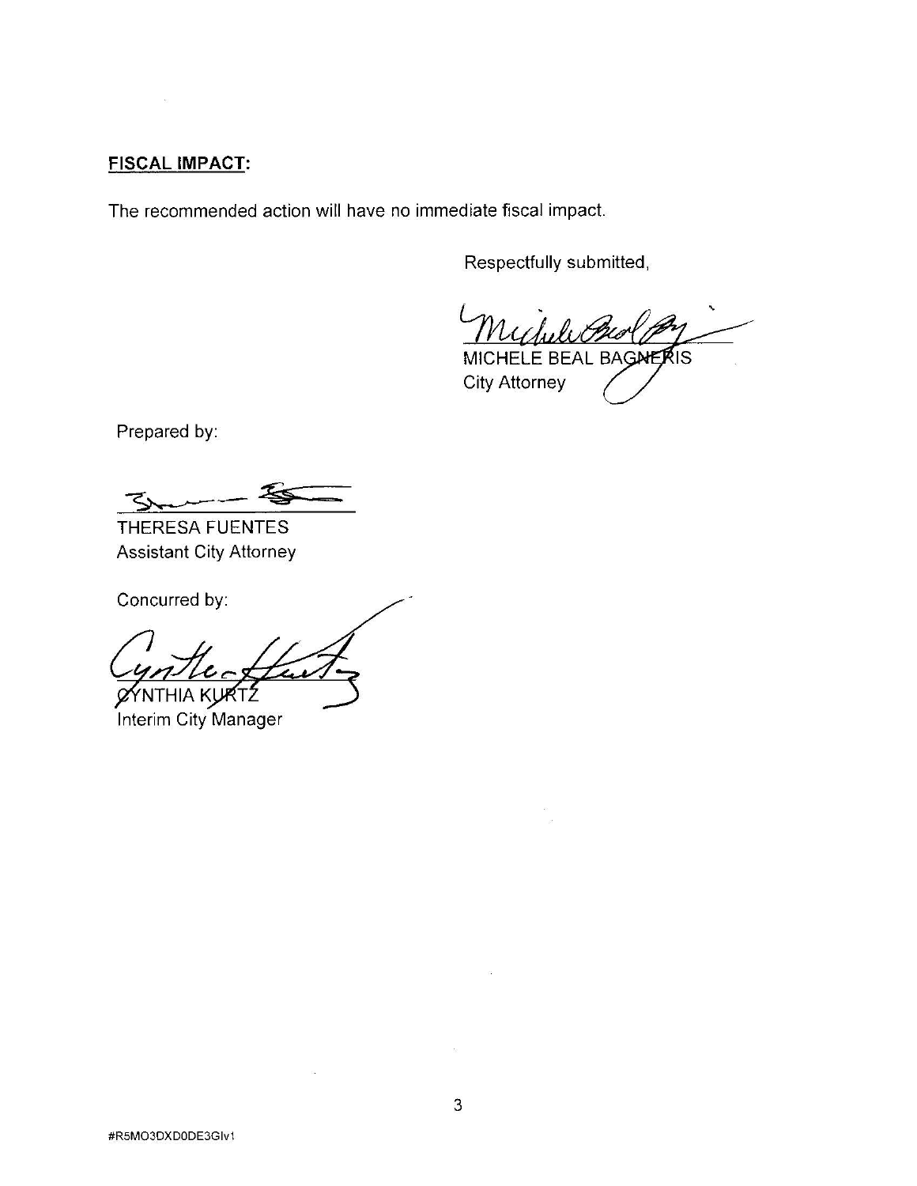**FISCAL IMPACT:**

The recommended action will have no immediate fiscal impact.

Respectfully submitted,

MICHELE BEAL BAGNERIS
City Attorney

Prepared by:

THERESA FUENTES
Assistant City Attorney

Concurred by:

CYNTHIA KURTZ
Interim City Manager

#R5MO3DXD0DE3GIv1